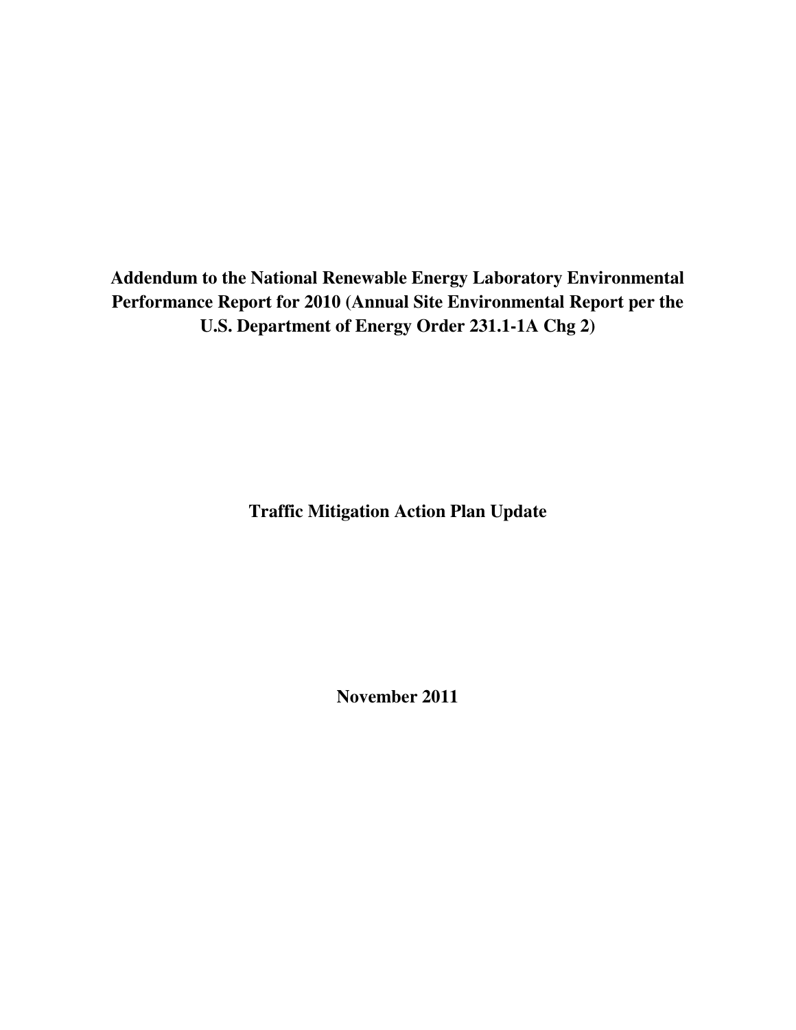# Addendum to the National Renewable Energy Laboratory Environmental Performance Report for 2010 (Annual Site Environmental Report per the U.S. Department of Energy Order 231.1-1A Chg 2)

## Traffic Mitigation Action Plan Update

**November 2011**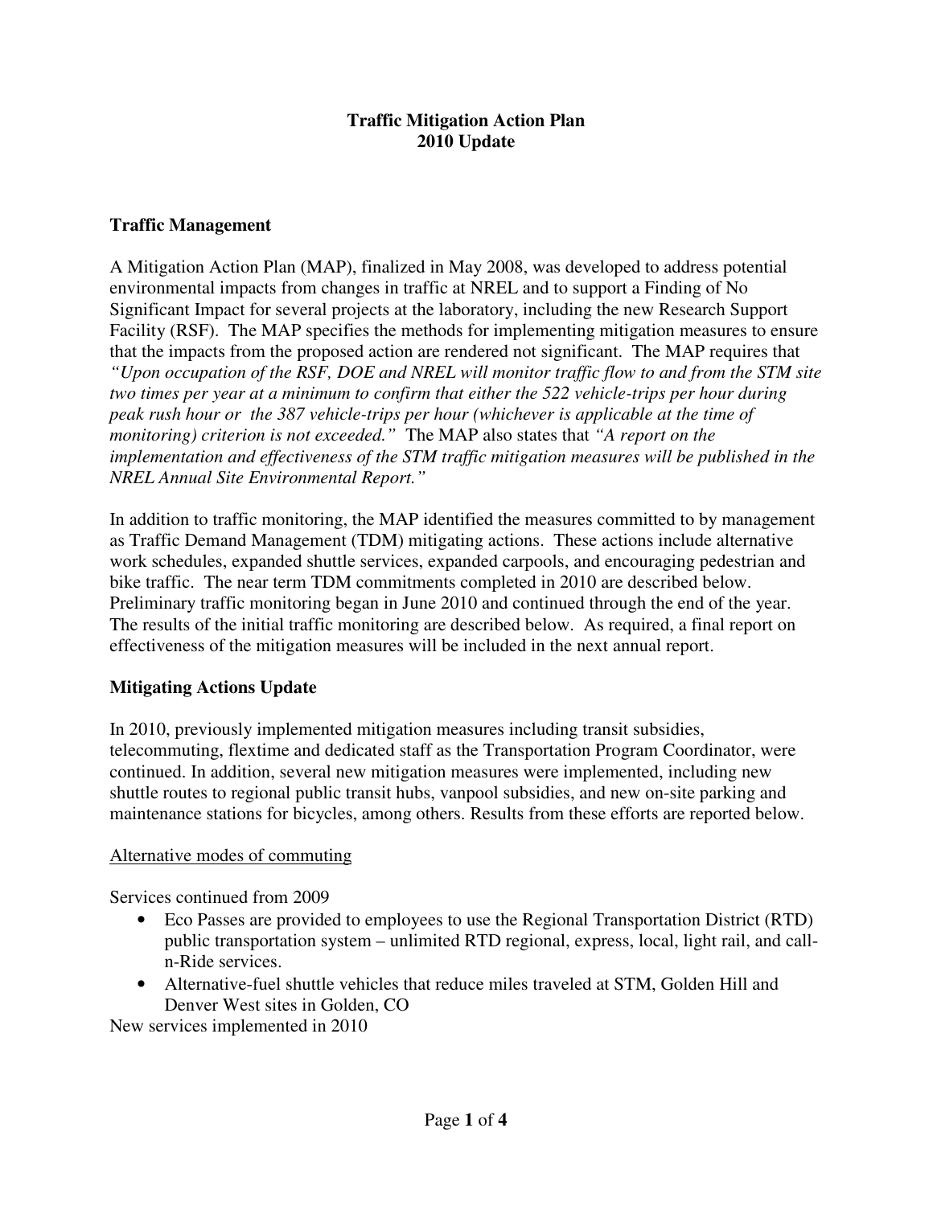# Traffic Mitigation Action Plan
# 2010 Update

## Traffic Management

A Mitigation Action Plan (MAP), finalized in May 2008, was developed to address potential environmental impacts from changes in traffic at NREL and to support a Finding of No Significant Impact for several projects at the laboratory, including the new Research Support Facility (RSF). The MAP specifies the methods for implementing mitigation measures to ensure that the impacts from the proposed action are rendered not significant. The MAP requires that *"Upon occupation of the RSF, DOE and NREL will monitor traffic flow to and from the STM site two times per year at a minimum to confirm that either the 522 vehicle-trips per hour during peak rush hour or the 387 vehicle-trips per hour (whichever is applicable at the time of monitoring) criterion is not exceeded."* The MAP also states that *"A report on the implementation and effectiveness of the STM traffic mitigation measures will be published in the NREL Annual Site Environmental Report."*

In addition to traffic monitoring, the MAP identified the measures committed to by management as Traffic Demand Management (TDM) mitigating actions. These actions include alternative work schedules, expanded shuttle services, expanded carpools, and encouraging pedestrian and bike traffic. The near term TDM commitments completed in 2010 are described below. Preliminary traffic monitoring began in June 2010 and continued through the end of the year. The results of the initial traffic monitoring are described below. As required, a final report on effectiveness of the mitigation measures will be included in the next annual report.

## Mitigating Actions Update

In 2010, previously implemented mitigation measures including transit subsidies, telecommuting, flextime and dedicated staff as the Transportation Program Coordinator, were continued. In addition, several new mitigation measures were implemented, including new shuttle routes to regional public transit hubs, vanpool subsidies, and new on-site parking and maintenance stations for bicycles, among others. Results from these efforts are reported below.

### Alternative modes of commuting

Services continued from 2009

- Eco Passes are provided to employees to use the Regional Transportation District (RTD) public transportation system – unlimited RTD regional, express, local, light rail, and call-n-Ride services.
- Alternative-fuel shuttle vehicles that reduce miles traveled at STM, Golden Hill and Denver West sites in Golden, CO

New services implemented in 2010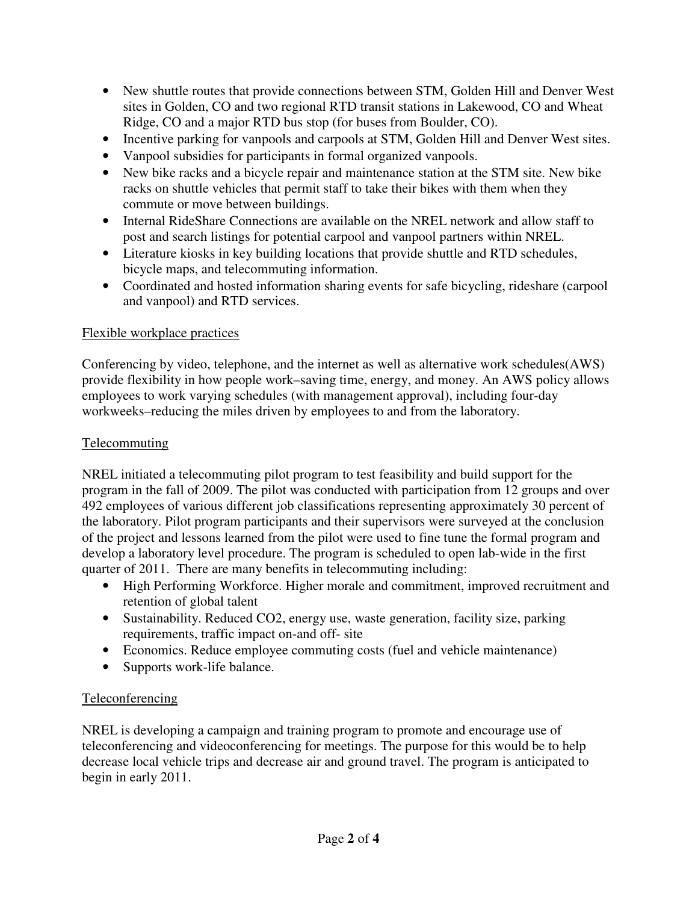- New shuttle routes that provide connections between STM, Golden Hill and Denver West sites in Golden, CO and two regional RTD transit stations in Lakewood, CO and Wheat Ridge, CO and a major RTD bus stop (for buses from Boulder, CO).
- Incentive parking for vanpools and carpools at STM, Golden Hill and Denver West sites.
- Vanpool subsidies for participants in formal organized vanpools.
- New bike racks and a bicycle repair and maintenance station at the STM site. New bike racks on shuttle vehicles that permit staff to take their bikes with them when they commute or move between buildings.
- Internal RideShare Connections are available on the NREL network and allow staff to post and search listings for potential carpool and vanpool partners within NREL.
- Literature kiosks in key building locations that provide shuttle and RTD schedules, bicycle maps, and telecommuting information.
- Coordinated and hosted information sharing events for safe bicycling, rideshare (carpool and vanpool) and RTD services.

Flexible workplace practices

Conferencing by video, telephone, and the internet as well as alternative work schedules(AWS) provide flexibility in how people work–saving time, energy, and money. An AWS policy allows employees to work varying schedules (with management approval), including four-day workweeks–reducing the miles driven by employees to and from the laboratory.

Telecommuting

NREL initiated a telecommuting pilot program to test feasibility and build support for the program in the fall of 2009. The pilot was conducted with participation from 12 groups and over 492 employees of various different job classifications representing approximately 30 percent of the laboratory. Pilot program participants and their supervisors were surveyed at the conclusion of the project and lessons learned from the pilot were used to fine tune the formal program and develop a laboratory level procedure. The program is scheduled to open lab-wide in the first quarter of 2011. There are many benefits in telecommuting including:

- High Performing Workforce. Higher morale and commitment, improved recruitment and retention of global talent
- Sustainability. Reduced $CO_2$, energy use, waste generation, facility size, parking requirements, traffic impact on-and off- site
- Economics. Reduce employee commuting costs (fuel and vehicle maintenance)
- Supports work-life balance.

Teleconferencing

NREL is developing a campaign and training program to promote and encourage use of teleconferencing and videoconferencing for meetings. The purpose for this would be to help decrease local vehicle trips and decrease air and ground travel. The program is anticipated to begin in early 2011.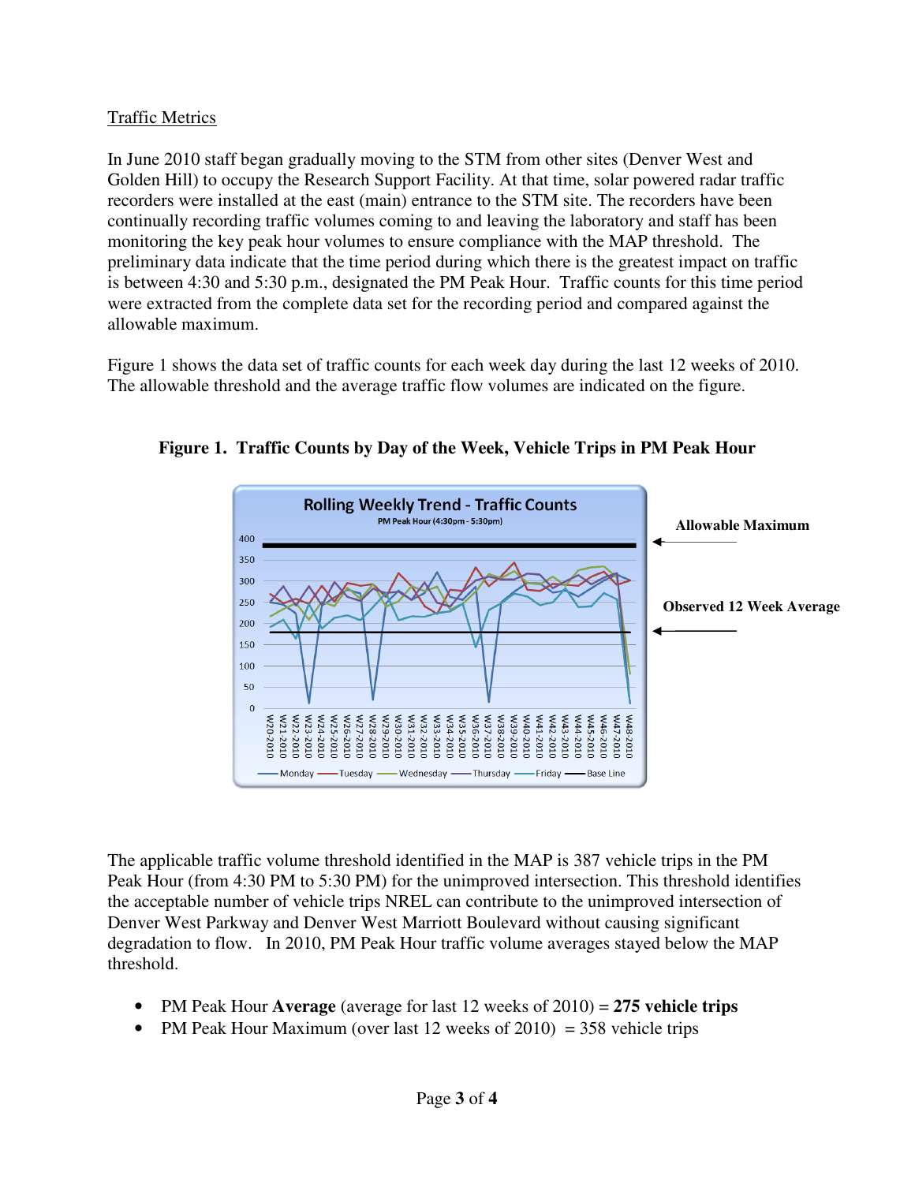<u>Traffic Metrics</u>

In June 2010 staff began gradually moving to the STM from other sites (Denver West and Golden Hill) to occupy the Research Support Facility. At that time, solar powered radar traffic recorders were installed at the east (main) entrance to the STM site. The recorders have been continually recording traffic volumes coming to and leaving the laboratory and staff has been monitoring the key peak hour volumes to ensure compliance with the MAP threshold. The preliminary data indicate that the time period during which there is the greatest impact on traffic is between 4:30 and 5:30 p.m., designated the PM Peak Hour. Traffic counts for this time period were extracted from the complete data set for the recording period and compared against the allowable maximum.

Figure 1 shows the data set of traffic counts for each week day during the last 12 weeks of 2010. The allowable threshold and the average traffic flow volumes are indicated on the figure.

**Figure 1. Traffic Counts by Day of the Week, Vehicle Trips in PM Peak Hour**

The applicable traffic volume threshold identified in the MAP is 387 vehicle trips in the PM Peak Hour (from 4:30 PM to 5:30 PM) for the unimproved intersection. This threshold identifies the acceptable number of vehicle trips NREL can contribute to the unimproved intersection of Denver West Parkway and Denver West Marriott Boulevard without causing significant degradation to flow. In 2010, PM Peak Hour traffic volume averages stayed below the MAP threshold.

- PM Peak Hour **Average** (average for last 12 weeks of 2010) = **275 vehicle trips**
- PM Peak Hour Maximum (over last 12 weeks of 2010) = 358 vehicle trips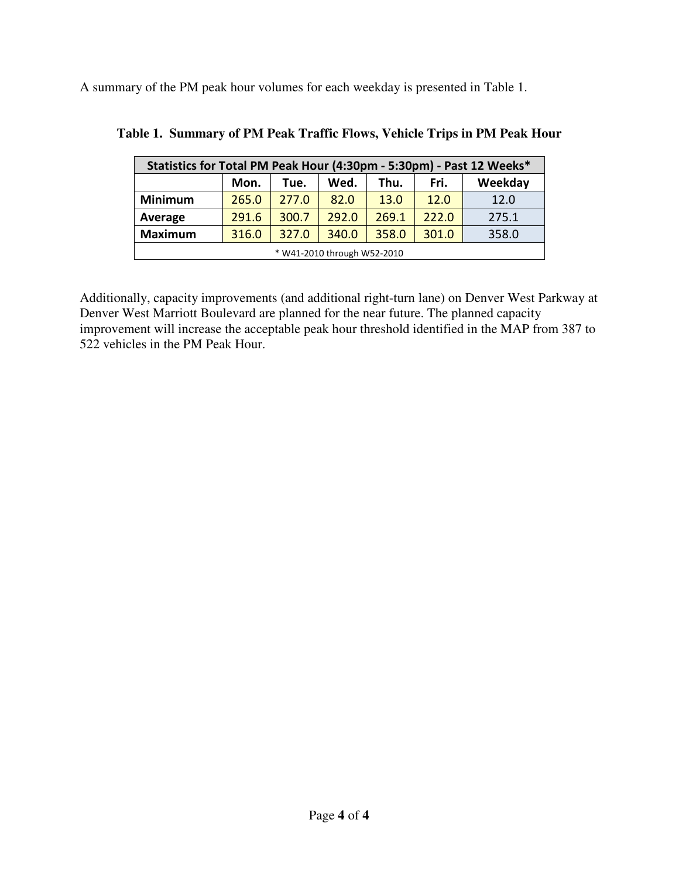A summary of the PM peak hour volumes for each weekday is presented in Table 1.

**Table 1. Summary of PM Peak Traffic Flows, Vehicle Trips in PM Peak Hour**

| Statistics for Total PM Peak Hour (4:30pm - 5:30pm) - Past 12 Weeks* | | | | | | |
|---|---|---|---|---|---|---|
| | **Mon.** | **Tue.** | **Wed.** | **Thu.** | **Fri.** | **Weekday** |
| **Minimum** | 265.0 | 277.0 | 82.0 | 13.0 | 12.0 | 12.0 |
| **Average** | 291.6 | 300.7 | 292.0 | 269.1 | 222.0 | 275.1 |
| **Maximum** | 316.0 | 327.0 | 340.0 | 358.0 | 301.0 | 358.0 |
| * W41-2010 through W52-2010 | | | | | | |

Additionally, capacity improvements (and additional right-turn lane) on Denver West Parkway at Denver West Marriott Boulevard are planned for the near future. The planned capacity improvement will increase the acceptable peak hour threshold identified in the MAP from 387 to 522 vehicles in the PM Peak Hour.